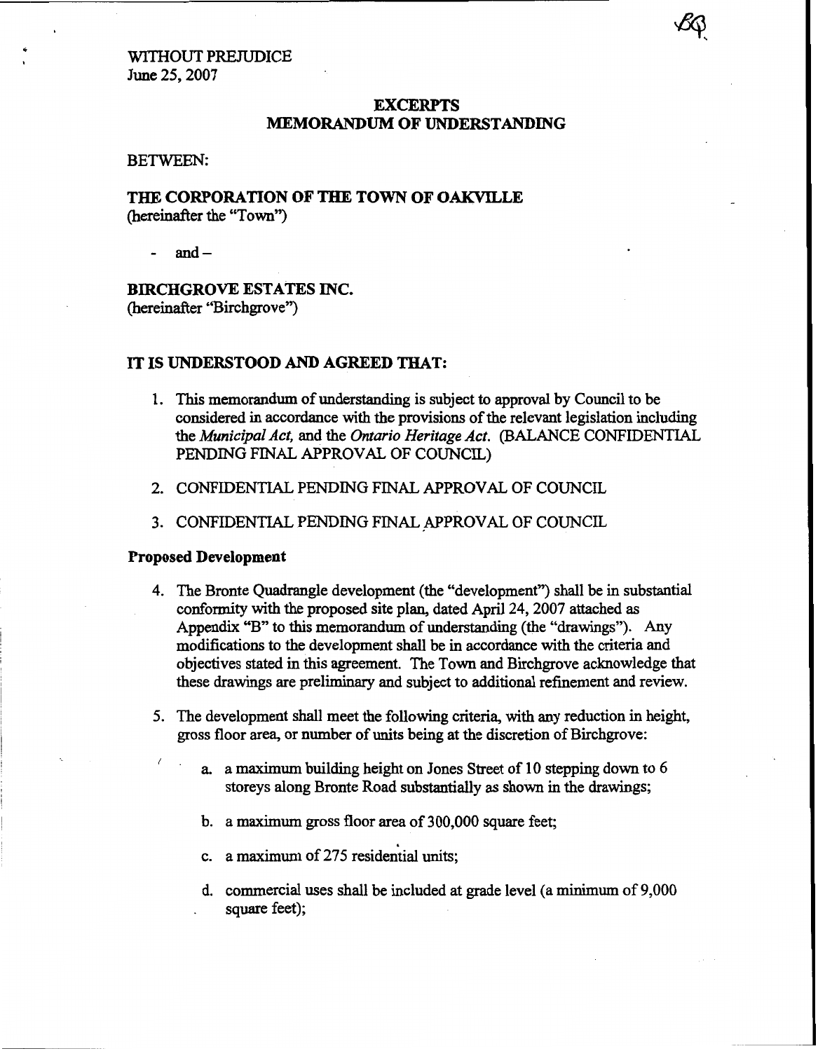WITHOUT PREJUDICE
June 25, 2007

# EXCERPTS
# MEMORANDUM OF UNDERSTANDING

BETWEEN:

**THE CORPORATION OF THE TOWN OF OAKVILLE**
(hereinafter the "Town")

- and –

**BIRCHGROVE ESTATES INC.**
(hereinafter "Birchgrove")

## IT IS UNDERSTOOD AND AGREED THAT:

1. This memorandum of understanding is subject to approval by Council to be considered in accordance with the provisions of the relevant legislation including the *Municipal Act,* and the *Ontario Heritage Act*. (BALANCE CONFIDENTIAL PENDING FINAL APPROVAL OF COUNCIL)

2. CONFIDENTIAL PENDING FINAL APPROVAL OF COUNCIL

3. CONFIDENTIAL PENDING FINAL APPROVAL OF COUNCIL

### Proposed Development

4. The Bronte Quadrangle development (the "development") shall be in substantial conformity with the proposed site plan, dated April 24, 2007 attached as Appendix "B" to this memorandum of understanding (the "drawings"). Any modifications to the development shall be in accordance with the criteria and objectives stated in this agreement. The Town and Birchgrove acknowledge that these drawings are preliminary and subject to additional refinement and review.

5. The development shall meet the following criteria, with any reduction in height, gross floor area, or number of units being at the discretion of Birchgrove:

   a. a maximum building height on Jones Street of 10 stepping down to 6 storeys along Bronte Road substantially as shown in the drawings;

   b. a maximum gross floor area of 300,000 square feet;

   c. a maximum of 275 residential units;

   d. commercial uses shall be included at grade level (a minimum of 9,000 square feet);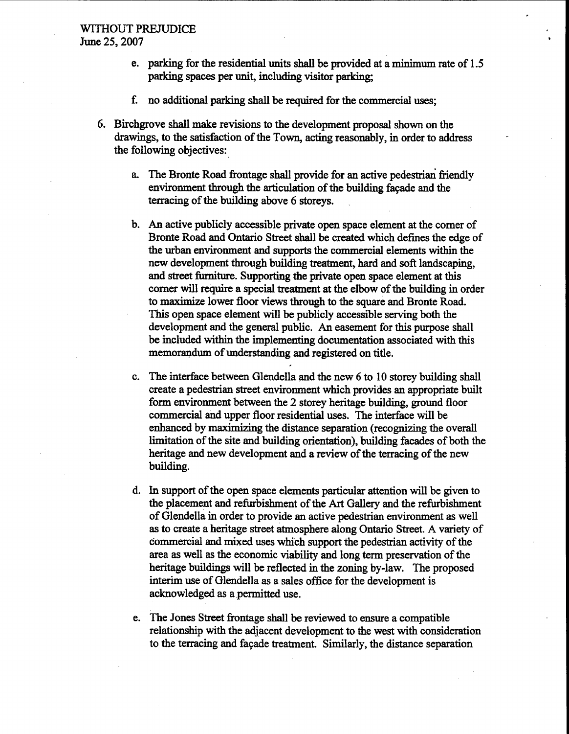e. parking for the residential units shall be provided at a minimum rate of 1.5 parking spaces per unit, including visitor parking;

f. no additional parking shall be required for the commercial uses;

6. Birchgrove shall make revisions to the development proposal shown on the drawings, to the satisfaction of the Town, acting reasonably, in order to address the following objectives:

   a. The Bronte Road frontage shall provide for an active pedestrian friendly environment through the articulation of the building façade and the terracing of the building above 6 storeys.

   b. An active publicly accessible private open space element at the corner of Bronte Road and Ontario Street shall be created which defines the edge of the urban environment and supports the commercial elements within the new development through building treatment, hard and soft landscaping, and street furniture. Supporting the private open space element at this corner will require a special treatment at the elbow of the building in order to maximize lower floor views through to the square and Bronte Road. This open space element will be publicly accessible serving both the development and the general public. An easement for this purpose shall be included within the implementing documentation associated with this memorandum of understanding and registered on title.

   c. The interface between Glendella and the new 6 to 10 storey building shall create a pedestrian street environment which provides an appropriate built form environment between the 2 storey heritage building, ground floor commercial and upper floor residential uses. The interface will be enhanced by maximizing the distance separation (recognizing the overall limitation of the site and building orientation), building facades of both the heritage and new development and a review of the terracing of the new building.

   d. In support of the open space elements particular attention will be given to the placement and refurbishment of the Art Gallery and the refurbishment of Glendella in order to provide an active pedestrian environment as well as to create a heritage street atmosphere along Ontario Street. A variety of commercial and mixed uses which support the pedestrian activity of the area as well as the economic viability and long term preservation of the heritage buildings will be reflected in the zoning by-law. The proposed interim use of Glendella as a sales office for the development is acknowledged as a permitted use.

   e. The Jones Street frontage shall be reviewed to ensure a compatible relationship with the adjacent development to the west with consideration to the terracing and façade treatment. Similarly, the distance separation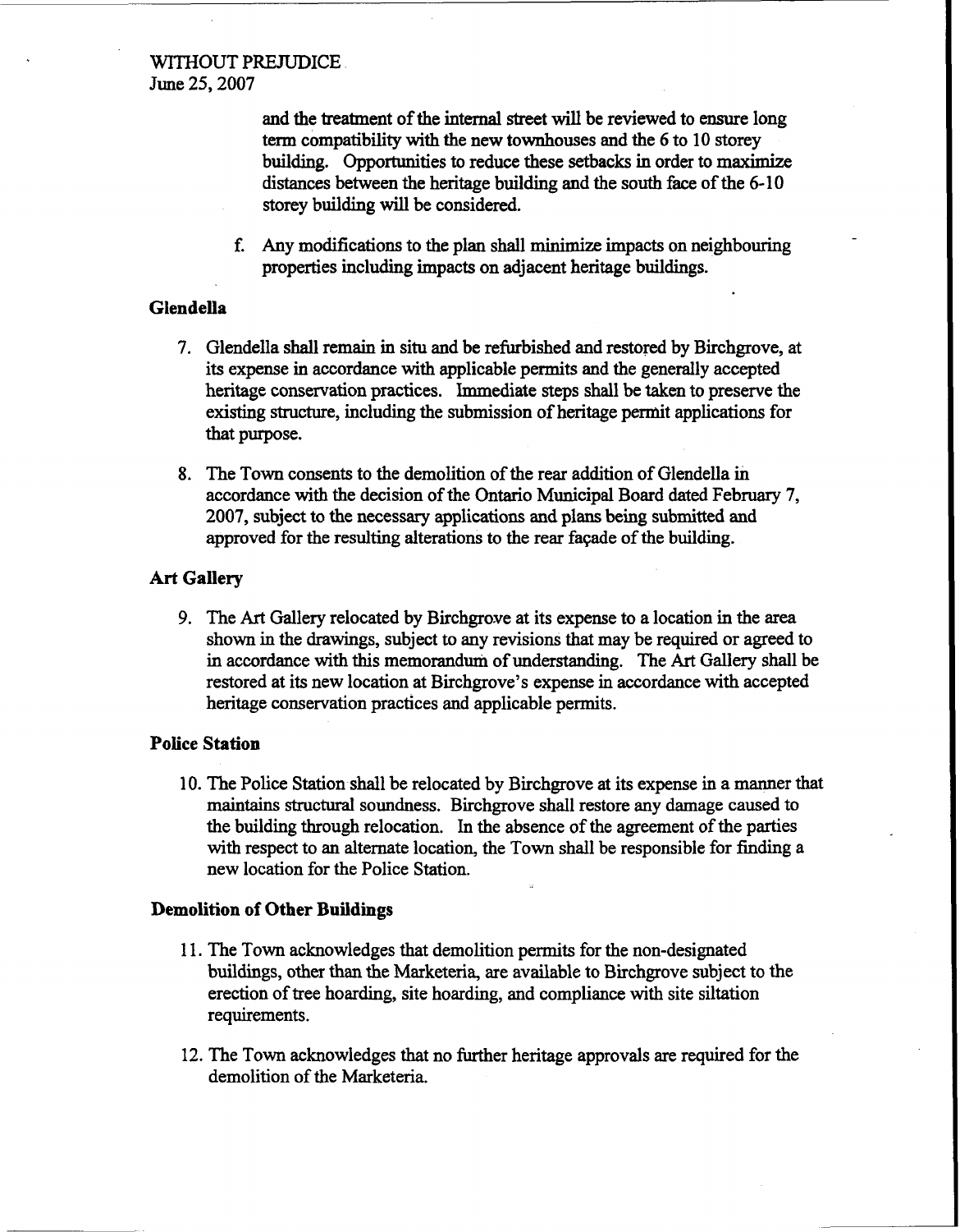WITHOUT PREJUDICE
June 25, 2007

and the treatment of the internal street will be reviewed to ensure long term compatibility with the new townhouses and the 6 to 10 storey building. Opportunities to reduce these setbacks in order to maximize distances between the heritage building and the south face of the 6-10 storey building will be considered.

f. Any modifications to the plan shall minimize impacts on neighbouring properties including impacts on adjacent heritage buildings.

**Glendella**

7. Glendella shall remain in situ and be refurbished and restored by Birchgrove, at its expense in accordance with applicable permits and the generally accepted heritage conservation practices. Immediate steps shall be taken to preserve the existing structure, including the submission of heritage permit applications for that purpose.

8. The Town consents to the demolition of the rear addition of Glendella in accordance with the decision of the Ontario Municipal Board dated February 7, 2007, subject to the necessary applications and plans being submitted and approved for the resulting alterations to the rear façade of the building.

**Art Gallery**

9. The Art Gallery relocated by Birchgrove at its expense to a location in the area shown in the drawings, subject to any revisions that may be required or agreed to in accordance with this memorandum of understanding. The Art Gallery shall be restored at its new location at Birchgrove's expense in accordance with accepted heritage conservation practices and applicable permits.

**Police Station**

10. The Police Station shall be relocated by Birchgrove at its expense in a manner that maintains structural soundness. Birchgrove shall restore any damage caused to the building through relocation. In the absence of the agreement of the parties with respect to an alternate location, the Town shall be responsible for finding a new location for the Police Station.

**Demolition of Other Buildings**

11. The Town acknowledges that demolition permits for the non-designated buildings, other than the Marketeria, are available to Birchgrove subject to the erection of tree hoarding, site hoarding, and compliance with site siltation requirements.

12. The Town acknowledges that no further heritage approvals are required for the demolition of the Marketeria.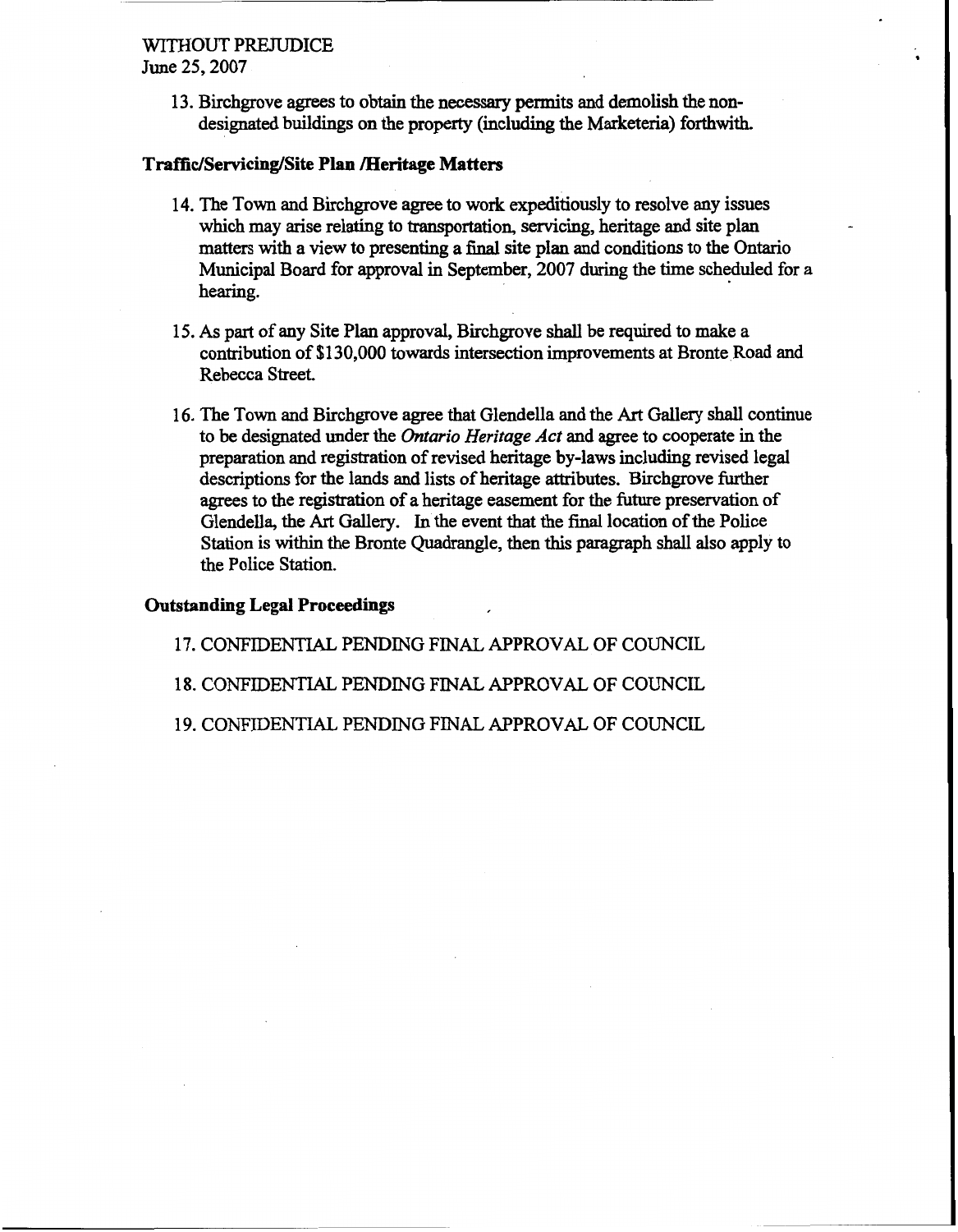WITHOUT PREJUDICE
June 25, 2007

13. Birchgrove agrees to obtain the necessary permits and demolish the non-designated buildings on the property (including the Marketeria) forthwith.

**Traffic/Servicing/Site Plan /Heritage Matters**

14. The Town and Birchgrove agree to work expeditiously to resolve any issues which may arise relating to transportation, servicing, heritage and site plan matters with a view to presenting a final site plan and conditions to the Ontario Municipal Board for approval in September, 2007 during the time scheduled for a hearing.

15. As part of any Site Plan approval, Birchgrove shall be required to make a contribution of $130,000 towards intersection improvements at Bronte Road and Rebecca Street.

16. The Town and Birchgrove agree that Glendella and the Art Gallery shall continue to be designated under the *Ontario Heritage Act* and agree to cooperate in the preparation and registration of revised heritage by-laws including revised legal descriptions for the lands and lists of heritage attributes. Birchgrove further agrees to the registration of a heritage easement for the future preservation of Glendella, the Art Gallery. In the event that the final location of the Police Station is within the Bronte Quadrangle, then this paragraph shall also apply to the Police Station.

**Outstanding Legal Proceedings**

17. CONFIDENTIAL PENDING FINAL APPROVAL OF COUNCIL

18. CONFIDENTIAL PENDING FINAL APPROVAL OF COUNCIL

19. CONFIDENTIAL PENDING FINAL APPROVAL OF COUNCIL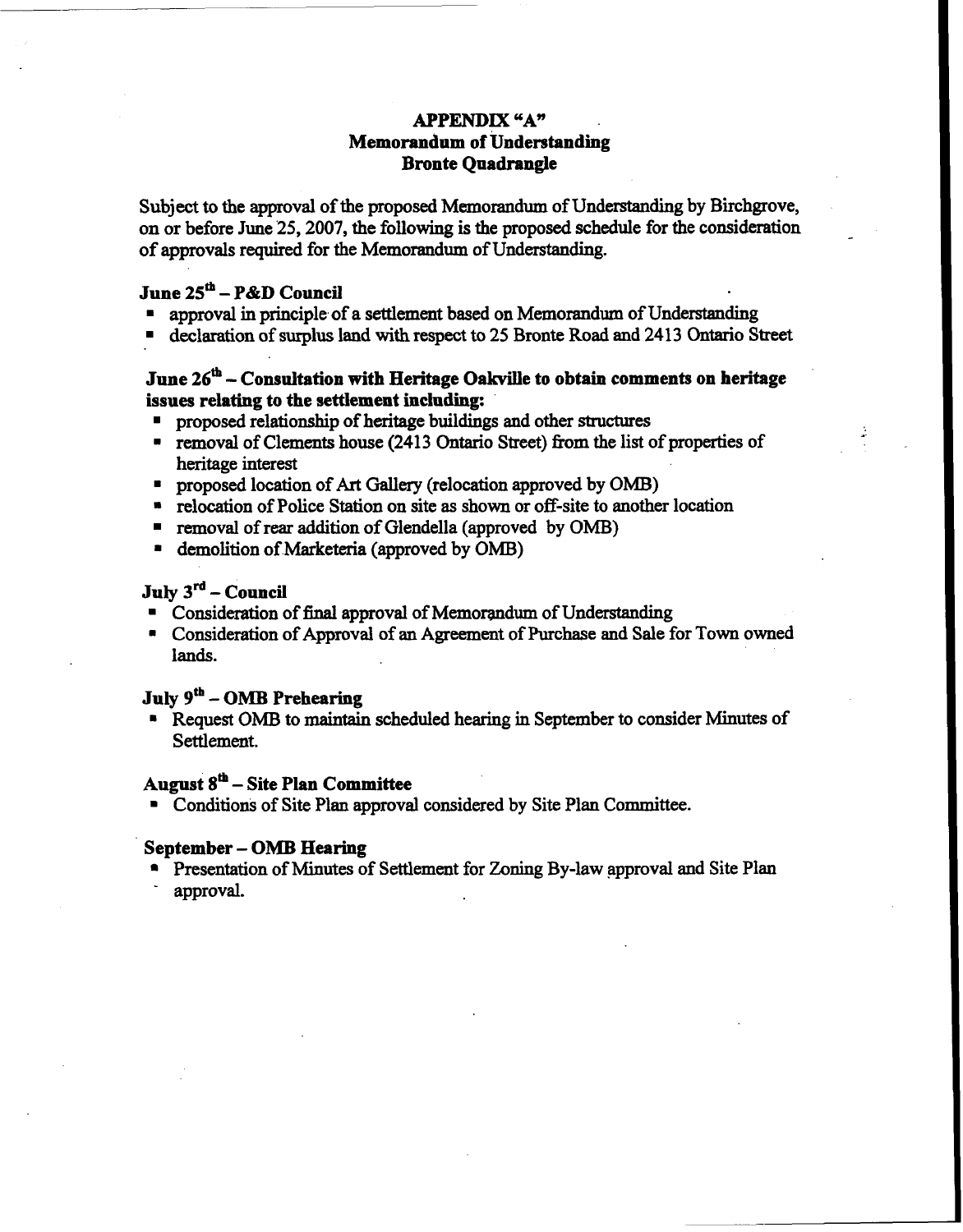# APPENDIX "A"
## Memorandum of Understanding
## Bronte Quadrangle

Subject to the approval of the proposed Memorandum of Understanding by Birchgrove, on or before June 25, 2007, the following is the proposed schedule for the consideration of approvals required for the Memorandum of Understanding.

### June 25th – P&D Council

- approval in principle of a settlement based on Memorandum of Understanding
- declaration of surplus land with respect to 25 Bronte Road and 2413 Ontario Street

### June 26th – Consultation with Heritage Oakville to obtain comments on heritage issues relating to the settlement including:

- proposed relationship of heritage buildings and other structures
- removal of Clements house (2413 Ontario Street) from the list of properties of heritage interest
- proposed location of Art Gallery (relocation approved by OMB)
- relocation of Police Station on site as shown or off-site to another location
- removal of rear addition of Glendella (approved by OMB)
- demolition of Marketeria (approved by OMB)

### July 3rd – Council

- Consideration of final approval of Memorandum of Understanding
- Consideration of Approval of an Agreement of Purchase and Sale for Town owned lands.

### July 9th – OMB Prehearing

- Request OMB to maintain scheduled hearing in September to consider Minutes of Settlement.

### August 8th – Site Plan Committee

- Conditions of Site Plan approval considered by Site Plan Committee.

### September – OMB Hearing

- Presentation of Minutes of Settlement for Zoning By-law approval and Site Plan approval.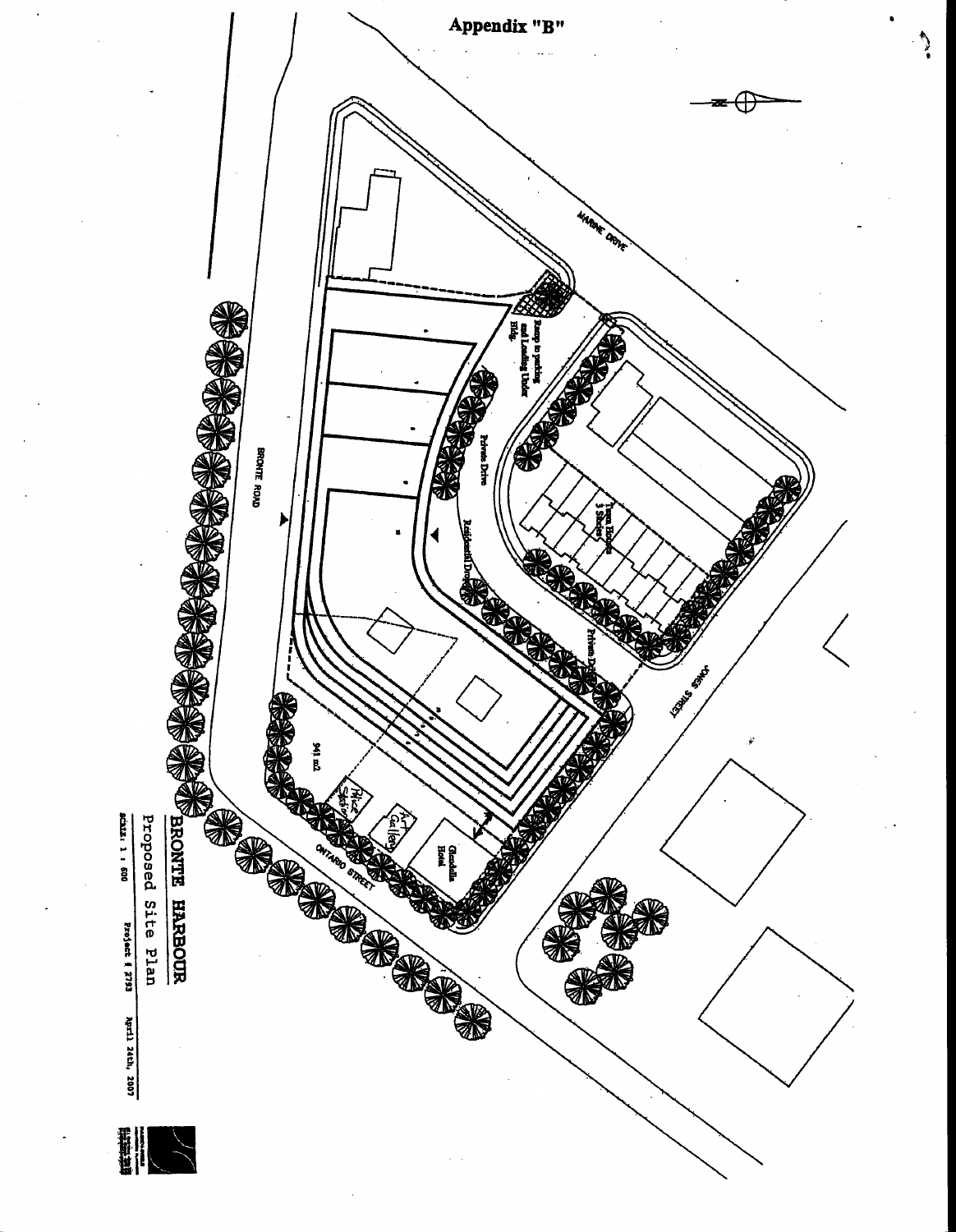# Appendix "B"

MARINE DRIVE

Ramp to parking and Loading Under Bldg.

Private Drive

Town Houses 3 Stories

Residential Drop

Private Drive

JONES STREET

BRONTE ROAD

941 m2

Place Setting

Art Gallery

Glendella Hotel

ONTARIO STREET

**BRONTE HARBOUR**

Proposed Site Plan

SCALE: 1 : 600 Project # 2793 April 24th, 2007